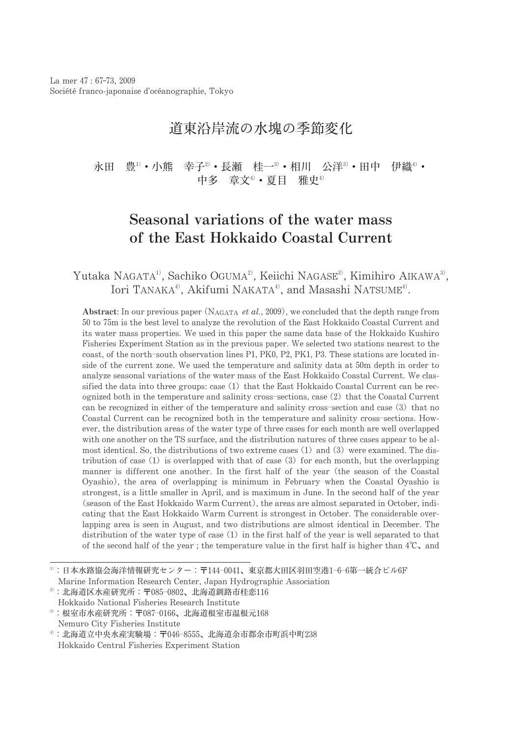# 道東沿岸流の水塊の季節変化

永田　豊[1)]・小熊　幸子[2)]・長瀬　桂一[3)]・相川　公洋[3)]・田中　伊織[4)]・中多　章文[4)]・夏目　雅史[4)]

# Seasonal variations of the water mass of the East Hokkaido Coastal Current

Yutaka NAGATA[1)], Sachiko OGUMA[2)], Keiichi NAGASE[3)], Kimihiro AIKAWA[3)], Iori TANAKA[4)], Akifumi NAKATA[4)], and Masashi NATSUME[4)].

**Abstract**: In our previous paper (NAGATA *et al.*, 2009), we concluded that the depth range from 50 to 75m is the best level to analyze the revolution of the East Hokkaido Coastal Current and its water mass properties. We used in this paper the same data base of the Hokkaido Kushiro Fisheries Experiment Station as in the previous paper. We selected two stations nearest to the coast, of the north–south observation lines P1, PK0, P2, PK1, P3. These stations are located inside of the current zone. We used the temperature and salinity data at 50m depth in order to analyze seasonal variations of the water mass of the East Hokkaido Coastal Current. We classified the data into three groups: case (1) that the East Hokkaido Coastal Current can be recognized both in the temperature and salinity cross–sections, case (2) that the Coastal Current can be recognized in either of the temperature and salinity cross–section and case (3) that no Coastal Current can be recognized both in the temperature and salinity cross–sections. However, the distribution areas of the water type of three cases for each month are well overlapped with one another on the TS surface, and the distribution natures of three cases appear to be almost identical. So, the distributions of two extreme cases (1) and (3) were examined. The distribution of case (1) is overlapped with that of case (3) for each month, but the overlapping manner is different one another. In the first half of the year (the season of the Coastal Oyashio), the area of overlapping is minimum in February when the Coastal Oyashio is strongest, is a little smaller in April, and is maximum in June. In the second half of the year (season of the East Hokkaido Warm Current), the areas are almost separated in October, indicating that the East Hokkaido Warm Current is strongest in October. The considerable overlapping area is seen in August, and two distributions are almost identical in December. The distribution of the water type of case (1) in the first half of the year is well separated to that of the second half of the year ; the temperature value in the first half is higher than 4℃、and

---

1)：日本水路協会海洋情報研究センター：〒144-0041、東京都大田区羽田空港1-6-6第一綜合ビル6F
Marine Information Research Center, Japan Hydrographic Association

2)：北海道区水産研究所：〒085-0802、北海道釧路市桂恋116
Hokkaido National Fisheries Research Institute

3)：根室市水産研究所：〒087-0166、北海道根室市温根元168
Nemuro City Fisheries Institute

4)：北海道立中央水産実験場：〒046-8555、北海道余市郡余市町浜中町238
Hokkaido Central Fisheries Experiment Station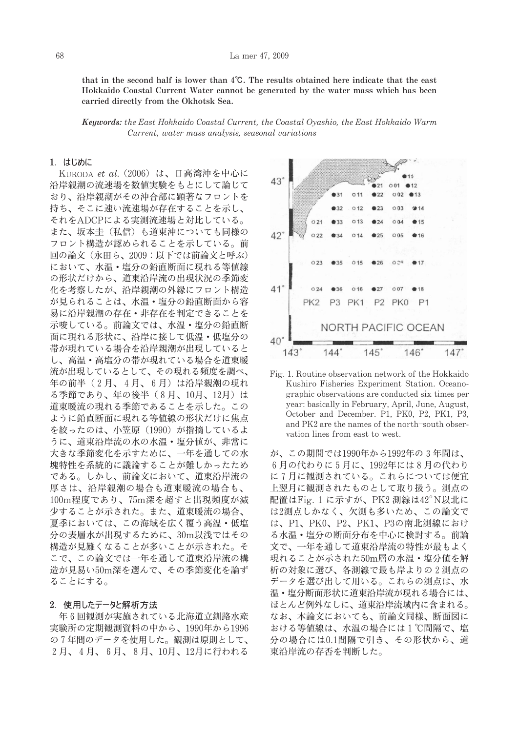that in the second half is lower than 4℃. The results obtained here indicate that the east Hokkaido Coastal Current Water cannot be generated by the water mass which has been carried directly from the Okhotsk Sea.

***Keywords:*** *the East Hokkaido Coastal Current, the Coastal Oyashio, the East Hokkaido Warm Current, water mass analysis, seasonal variations*

## 1．はじめに

Kuroda *et al.*（2006）は、日高湾沖を中心に沿岸親潮の流速場を数値実験をもとにして論じており、沿岸親潮がその沖合部に顕著なフロントを持ち、そこに速い流速場が存在することを示し、それをADCPによる実測流速場と対比している。また、坂本圭（私信）も道東沖についても同様のフロント構造が認められることを示している。前回の論文（永田ら、2009：以下では前論文と呼ぶ）において、水温・塩分の鉛直断面に現れる等値線の形状だけから、道東沿岸流の出現状況の季節変化を考察したが、沿岸親潮の外縁にフロント構造が見られることは、水温・塩分の鉛直断面から容易に沿岸親潮の存在・非存在を判定できることを示唆している。前論文では、水温・塩分の鉛直断面に現れる形状に、沿岸に接して低温・低塩分の帯が現れている場合を沿岸親潮が出現しているとし、高温・高塩分の帯が現れている場合を道東暖流が出現しているとして、その現れる頻度を調べ、年の前半（2月、4月、6月）は沿岸親潮の現れる季節であり、年の後半（8月、10月、12月）は道東暖流の現れる季節であることを示した。このように鉛直断面に現れる等値線の形状だけに焦点を絞ったのは、小笠原（1990）が指摘しているように、道東沿岸流の水の水温・塩分値が、非常に大きな季節変化を示すために、一年を通しての水塊特性を系統的に議論することが難しかったためである。しかし、前論文において、道東沿岸流の厚さは、沿岸親潮の場合も道東暖流の場合も、100m程度であり、75m深を超すと出現頻度が減少することが示された。また、道東暖流の場合、夏季においては、この海域を広く覆う高温・低塩分の表層水が出現するために、30m以浅ではその構造が見難くなることが多いことが示された。そこで、この論文では一年を通して道東沿岸流の構造が見易い50m深を選んで、その季節変化を論ずることにする。

## 2．使用したデータと解析方法

年6回観測が実施されている北海道立釧路水産実験所の定期観測資料の中から、1990年から1996の7年間のデータを使用した。観測は原則として、2月、4月、6月、8月、10月、12月に行われるが、この期間では1990年から1992年の3年間は、6月の代わりに5月に、1992年には8月の代わりに7月に観測されている。これらについては便宜上翌月に観測されたものとして取り扱う。測点の配置はFig. 1に示すが、PK2測線は42°N以北には2測点しかなく、欠測も多いため、この論文では、P1、PK0、P2、PK1、P3の南北測線における水温・塩分の断面分布を中心に検討する。前論文で、一年を通して道東沿岸流の特性が最もよく現れることが示された50m層の水温・塩分値を解析の対象に選び、各測線で最も岸よりの2測点のデータを選び出して用いる。これらの測点は、水温・塩分断面形状に道東沿岸流が現れる場合には、ほとんど例外なしに、道東沿岸流域内に含まれる。なお、本論文においても、前論文同様、断面図における等値線は、水温の場合には1℃間隔で、塩分の場合には0.1間隔で引き、その形状から、道東沿岸流の存否を判断した。

Fig. 1. Routine observation network of the Hokkaido Kushiro Fisheries Experiment Station. Oceanographic observations are conducted six times per year: basically in February, April, June, August, October and December. P1, PK0, P2, PK1, P3, and PK2 are the names of the north–south observation lines from east to west.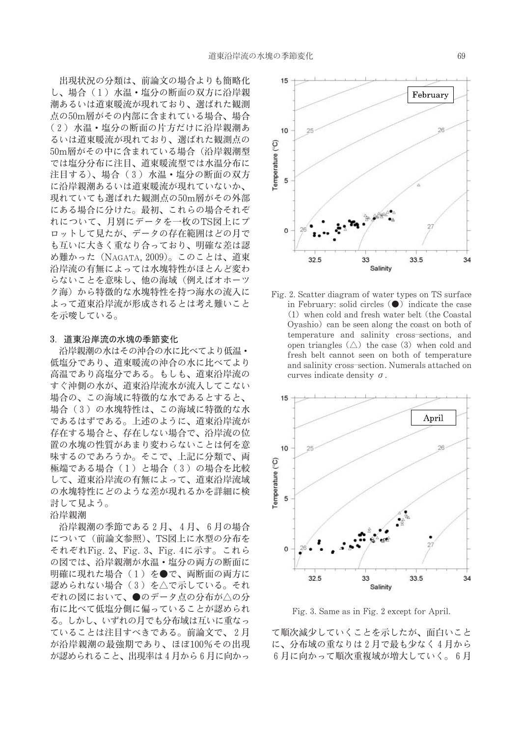出現状況の分類は、前論文の場合よりも簡略化し、場合（1）水温・塩分の断面の双方に沿岸親潮あるいは道東暖流が現れており、選ばれた観測点の50m層がその内部に含まれている場合、場合（2）水温・塩分の断面の片方だけに沿岸親潮あるいは道東暖流が現れており、選ばれた観測点の50m層がその中に含まれている場合（沿岸親潮型では塩分分布に注目、道東暖流型では水温分布に注目する）、場合（3）水温・塩分の断面の双方に沿岸親潮あるいは道東暖流が現れていないか、現れていても選ばれた観測点の50m層がその外部にある場合に分けた。最初、これらの場合それぞれについて、月別にデータを一枚のTS図上にプロットして見たが、データの存在範囲はどの月でも互いに大きく重なり合っており、明確な差は認め難かった（NAGATA, 2009）。このことは、道東沿岸流の有無によっては水塊特性がほとんど変わらないことを意味し、他の海域（例えばオホーツク海）から特徴的な水塊特性を持つ海水の流入によって道東沿岸流が形成されるとは考え難いことを示唆している。

## 3. 道東沿岸流の水塊の季節変化

沿岸親潮の水はその沖合の水に比べてより低温・低塩分であり、道東暖流の沖合の水に比べてより高温であり高塩分である。もしも、道東沿岸流のすぐ沖側の水が、道東沿岸流水が流入してこない場合の、この海域に特徴的な水であるとすると、場合（3）の水塊特性は、この海域に特徴的な水であるはずである。上述のように、道東沿岸流が存在する場合と、存在しない場合で、沿岸流の位置の水塊の性質があまり変わらないことは何を意味するのであろうか。そこで、上記に分類で、両極端である場合（1）と場合（3）の場合を比較して、道東沿岸流の有無によって、道東沿岸流域の水塊特性にどのような差が現れるかを詳細に検討して見よう。

沿岸親潮

沿岸親潮の季節である2月、4月、6月の場合について（前論文参照）、TS図上に水型の分布をそれぞれFig. 2、Fig. 3、Fig. 4に示す。これらの図では、沿岸親潮が水温・塩分の両方の断面に明確に現れた場合（1）を●で、両断面の両方に認められない場合（3）を△で示している。それぞれの図において、●のデータ点の分布が△の分布に比べて低塩分側に偏っていることが認められる。しかし、いずれの月でも分布域は互いに重なっていることは注目すべきである。前論文で、2月が沿岸親潮の最強期であり、ほぼ100%その出現が認められること、出現率は4月から6月に向かって順次減少していくことを示したが、面白いことに、分布域の重なりは2月で最も少なく4月から6月に向かって順次重複域が増大していく。6月

Fig. 2. Scatter diagram of water types on TS surface in February: solid circles (●) indicate the case (1) when cold and fresh water belt (the Coastal Oyashio) can be seen along the coast on both of temperature and salinity cross-sections, and open triangles (△) the case (3) when cold and fresh belt cannot seen on both of temperature and salinity cross-section. Numerals attached on curves indicate density $\sigma$.

Fig. 3. Same as in Fig. 2 except for April.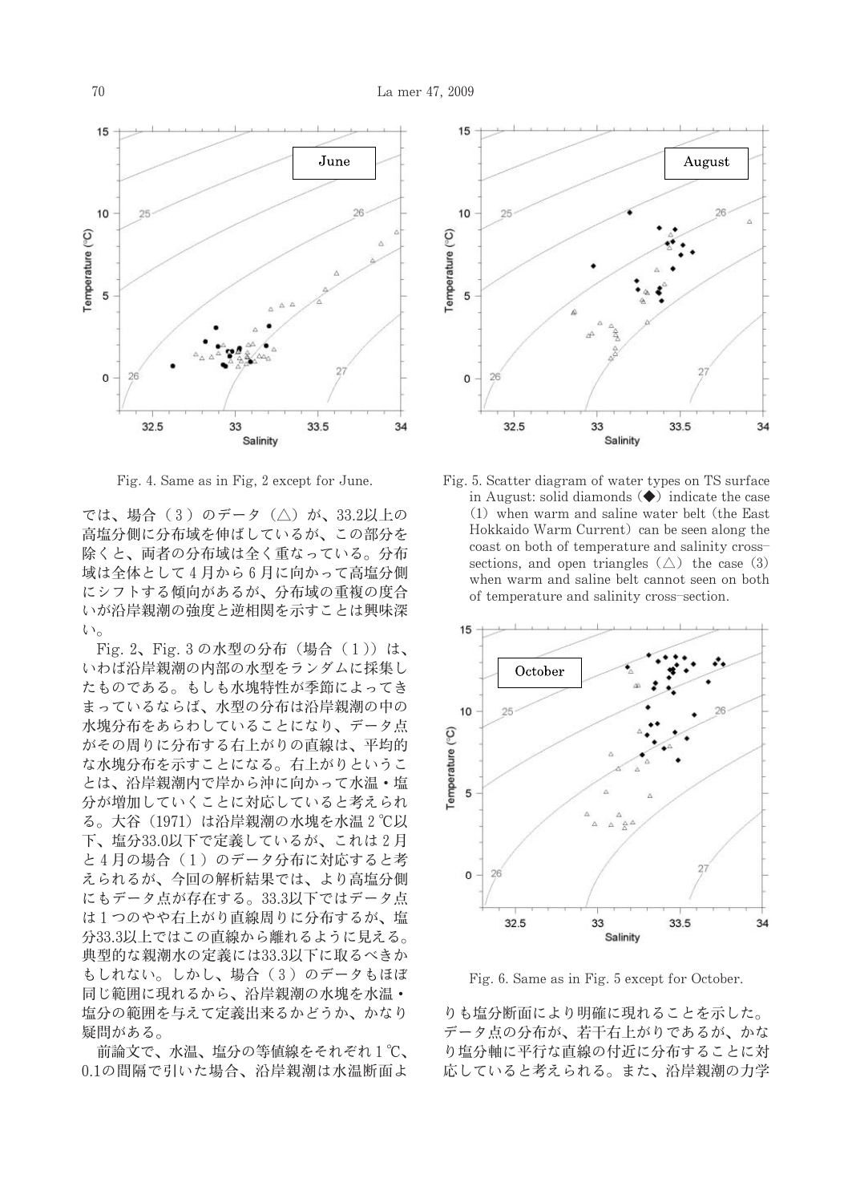Fig. 4. Same as in Fig, 2 except for June.

では、場合（３）のデータ（△）が、33.2以上の高塩分側に分布域を伸ばしているが、この部分を除くと、両者の分布域は全く重なっている。分布域は全体として４月から６月に向かって高塩分側にシフトする傾向があるが、分布域の重複の度合いが沿岸親潮の強度と逆相関を示すことは興味深い。

Fig. 2、Fig. 3 の水型の分布（場合（１））は、いわば沿岸親潮の内部の水型をランダムに採集したものである。もしも水塊特性が季節によってきまっているならば、水型の分布は沿岸親潮の中の水塊分布をあらわしていることになり、データ点がその周りに分布する右上がりの直線は、平均的な水塊分布を示すことになる。右上がりということは、沿岸親潮内で岸から沖に向かって水温・塩分が増加していくことに対応していると考えられる。大谷（1971）は沿岸親潮の水塊を水温２℃以下、塩分33.0以下で定義しているが、これは２月と４月の場合（１）のデータ分布に対応すると考えられるが、今回の解析結果では、より高塩分側にもデータ点が存在する。33.3以下ではデータ点は１つのやや右上がり直線周りに分布するが、塩分33.3以上ではこの直線から離れるように見える。典型的な親潮水の定義には33.3以下に取るべきかもしれない。しかし、場合（３）のデータもほぼ同じ範囲に現れるから、沿岸親潮の水塊を水温・塩分の範囲を与えて定義出来るかどうか、かなり疑問がある。

前論文で、水温、塩分の等値線をそれぞれ１℃、0.1の間隔で引いた場合、沿岸親潮は水温断面よりも塩分断面により明確に現れることを示した。データ点の分布が、若干右上がりであるが、かなり塩分軸に平行な直線の付近に分布することに対応していると考えられる。また、沿岸親潮の力学

Fig. 5. Scatter diagram of water types on TS surface in August: solid diamonds（◆）indicate the case （1） when warm and saline water belt（the East Hokkaido Warm Current）can be seen along the coast on both of temperature and salinity cross-sections, and open triangles（△） the case （3） when warm and saline belt cannot seen on both of temperature and salinity cross-section.

Fig. 6. Same as in Fig. 5 except for October.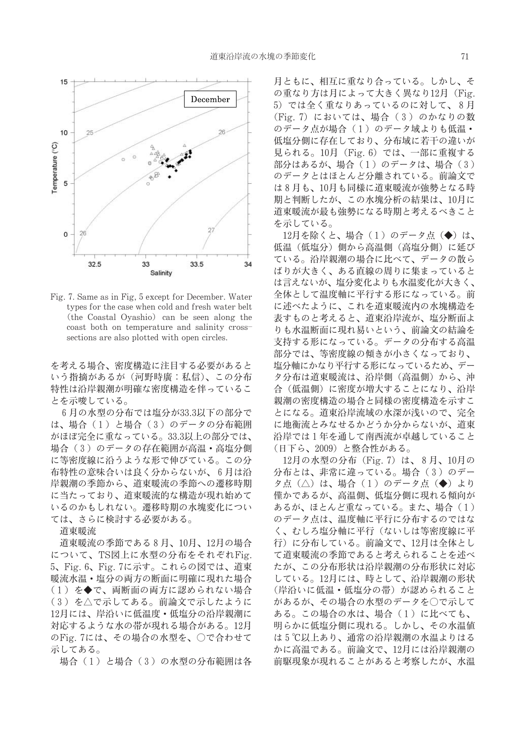Fig. 7. Same as in Fig, 5 except for December. Water types for the case when cold and fresh water belt (the Coastal Oyashio) can be seen along the coast both on temperature and salinity cross-sections are also plotted with open circles.

を考える場合、密度構造に注目する必要があるという指摘があるが（河野時廣：私信）、この分布特性は沿岸親潮が明確な密度構造を伴っていることを示唆している。

6月の水型の分布では塩分が33.3以下の部分では、場合（1）と場合（3）のデータの分布範囲がほぼ完全に重なっている。33.3以上の部分では、場合（3）のデータの存在範囲が高温・高塩分側に等密度線に沿うような形で伸びている。この分布特性の意味合いは良く分からないが、6月は沿岸親潮の季節から、道東暖流の季節への遷移時期に当たっており、道東暖流的な構造が現れ始めているのかもしれない。遷移時期の水塊変化については、さらに検討する必要がある。

道東暖流

道東暖流の季節である8月、10月、12月の場合について、TS図上に水型の分布をそれぞれFig. 5、Fig. 6、Fig. 7に示す。これらの図では、道東暖流水温・塩分の両方の断面に明確に現れた場合（1）を◆で、両断面の両方に認められない場合（3）を△で示してある。前論文で示したように12月には、岸沿いに低温度・低塩分の沿岸親潮に対応するような水の帯が現れる場合がある。12月のFig. 7には、その場合の水型を、○で合わせて示してある。

場合（1）と場合（3）の水型の分布範囲は各月ともに、相互に重なり合っている。しかし、その重なり方は月によって大きく異なり12月（Fig. 5）では全く重なりあっているのに対して、8月（Fig. 7）においては、場合（3）のかなりの数のデータ点が場合（1）のデータ域よりも低温・低塩分側に存在しており、分布域に若干の違いが見られる。10月（Fig. 6）では、一部に重複する部分はあるが、場合（1）のデータは、場合（3）のデータとはほとんど分離されている。前論文では8月も、10月も同様に道東暖流が強勢となる時期と判断したが、この水塊分析の結果は、10月に道東暖流が最も強勢になる時期と考えるべきことを示している。

12月を除くと、場合（1）のデータ点（◆）は、低温（低塩分）側から高温側（高塩分側）に延びている。沿岸親潮の場合に比べて、データの散らばりが大きく、ある直線の周りに集まっているとは言えないが、塩分変化よりも水温変化が大きく、全体として温度軸に平行する形になっている。前に述べたように、これを道東暖流内の水塊構造を表すものと考えると、道東沿岸流が、塩分断面よりも水温断面に現れ易いという、前論文の結論を支持する形になっている。データの分布する高温部分では、等密度線の傾きが小さくなっており、塩分軸にかなり平行する形になっているため、データ分布は道東暖流は、沿岸側（高温側）から、沖合（低温側）に密度が増大することになり、沿岸親潮の密度構造の場合と同様の密度構造を示すことになる。道東沿岸流域の水深が浅いので、完全に地衡流とみなせるかどうか分からないが、道東沿岸では1年を通して南西流が卓越していること（日下ら、2009）と整合性がある。

12月の水型の分布（Fig. 7）は、8月、10月の分布とは、非常に違っている。場合（3）のデータ点（△）は、場合（1）のデータ点（◆）より僅かであるが、高温側、低塩分側に現れる傾向があるが、ほとんど重なっている。また、場合（1）のデータ点は、温度軸に平行に分布するのではなく、むしろ塩分軸に平行（ないしは等密度線に平行）に分布している。前論文で、12月は全体として道東暖流の季節であると考えられることを述べたが、この分布形状は沿岸親潮の分布形状に対応している。12月には、時として、沿岸親潮の形状（岸沿いに低温・低塩分の帯）が認められることがあるが、その場合の水型のデータを○で示してある。この場合の水は、場合（1）に比べても、明らかに低塩分側に現れる。しかし、その水温値は5℃以上あり、通常の沿岸親潮の水温よりはるかに高温である。前論文で、12月には沿岸親潮の前駆現象が現れることがあると考察したが、水温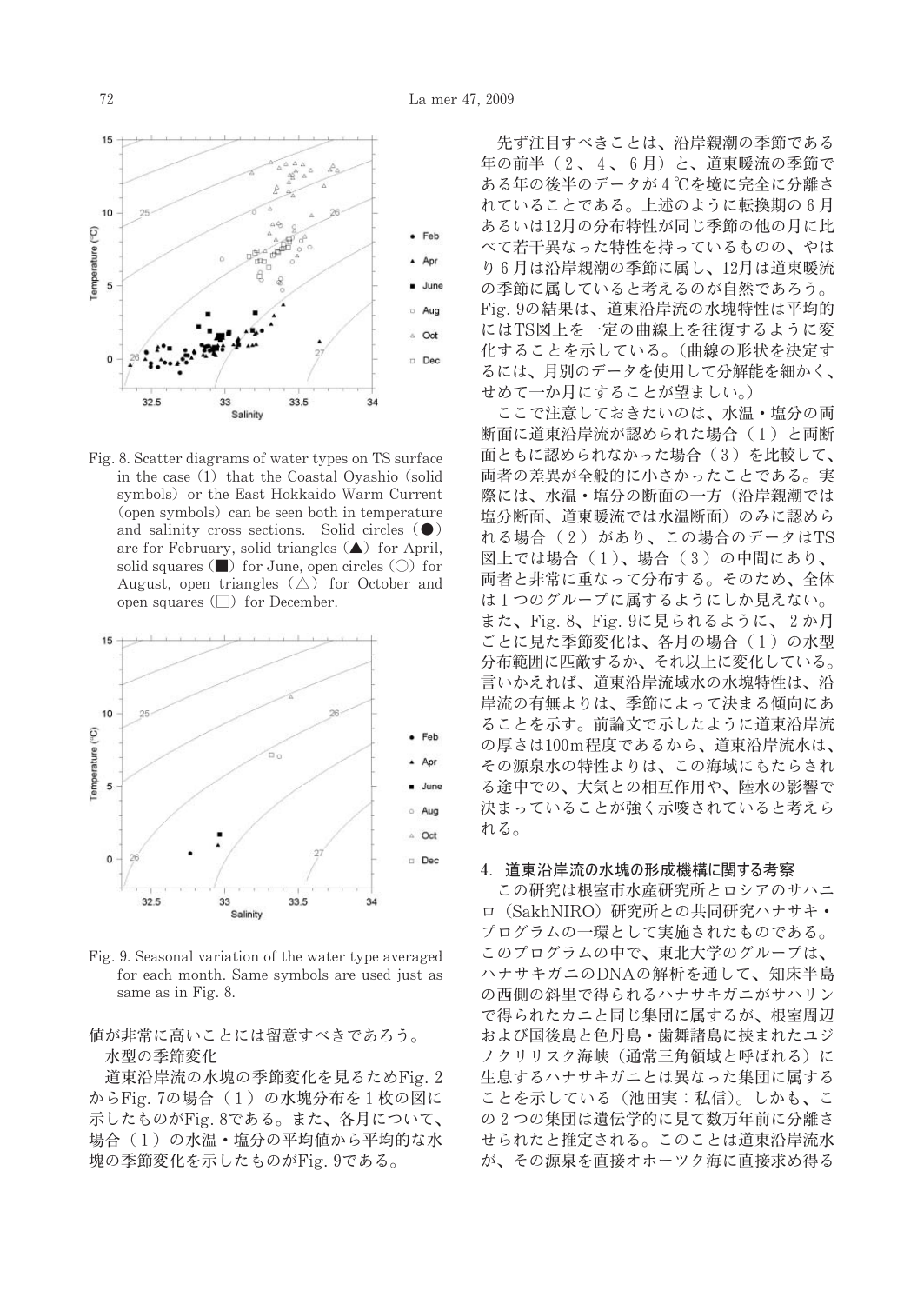Fig. 8. Scatter diagrams of water types on TS surface in the case (1) that the Coastal Oyashio (solid symbols) or the East Hokkaido Warm Current (open symbols) can be seen both in temperature and salinity cross–sections. Solid circles (●) are for February, solid triangles (▲) for April, solid squares (■) for June, open circles (○) for August, open triangles (△) for October and open squares (□) for December.

Fig. 9. Seasonal variation of the water type averaged for each month. Same symbols are used just as same as in Fig. 8.

値が非常に高いことには留意すべきであろう。

水型の季節変化

道東沿岸流の水塊の季節変化を見るためFig. 2からFig. 7の場合（1）の水塊分布を1枚の図に示したものがFig. 8である。また、各月について、場合（1）の水温・塩分の平均値から平均的な水塊の季節変化を示したものがFig. 9である。

先ず注目すべきことは、沿岸親潮の季節である年の前半（2、4、6月）と、道東暖流の季節である年の後半のデータが4℃を境に完全に分離されていることである。上述のように転換期の6月あるいは12月の分布特性が同じ季節の他の月に比べて若干異なった特性を持っているものの、やはり6月は沿岸親潮の季節に属し、12月は道東暖流の季節に属していると考えるのが自然であろう。Fig. 9の結果は、道東沿岸流の水塊特性は平均的にはTS図上を一定の曲線上を往復するように変化することを示している。（曲線の形状を決定するには、月別のデータを使用して分解能を細かく、せめて一か月にすることが望ましい。）

ここで注意しておきたいのは、水温・塩分の両断面に道東沿岸流が認められた場合（1）と両断面ともに認められなかった場合（3）を比較して、両者の差異が全般的に小さかったことである。実際には、水温・塩分の断面の一方（沿岸親潮では塩分断面、道東暖流では水温断面）のみに認められる場合（2）があり、この場合のデータはTS図上では場合（1）、場合（3）の中間にあり、両者と非常に重なって分布する。そのため、全体は1つのグループに属するようにしか見えない。また、Fig. 8、Fig. 9に見られるように、2か月ごとに見た季節変化は、各月の場合（1）の水型分布範囲に匹敵するか、それ以上に変化している。言いかえれば、道東沿岸流域水の水塊特性は、沿岸流の有無よりは、季節によって決まる傾向にあることを示す。前論文で示したように道東沿岸流の厚さは100m程度であるから、道東沿岸流水は、その源泉水の特性よりは、この海域にもたらされる途中での、大気との相互作用や、陸水の影響で決まっていることが強く示唆されていると考えられる。

## 4. 道東沿岸流の水塊の形成機構に関する考察

この研究は根室市水産研究所とロシアのサハニロ（SakhNIRO）研究所との共同研究ハナサキ・プログラムの一環として実施されたものである。このプログラムの中で、東北大学のグループは、ハナサキガニのDNAの解析を通して、知床半島の西側の斜里で得られるハナサキガニがサハリンで得られたカニと同じ集団に属するが、根室周辺および国後島と色丹島・歯舞諸島に挟まれたユジノクリリスク海峡（通常三角領域と呼ばれる）に生息するハナサキガニとは異なった集団に属することを示している（池田実：私信）。しかも、この2つの集団は遺伝学的に見て数万年前に分離させられたと推定される。このことは道東沿岸流水が、その源泉を直接オホーツク海に直接求め得る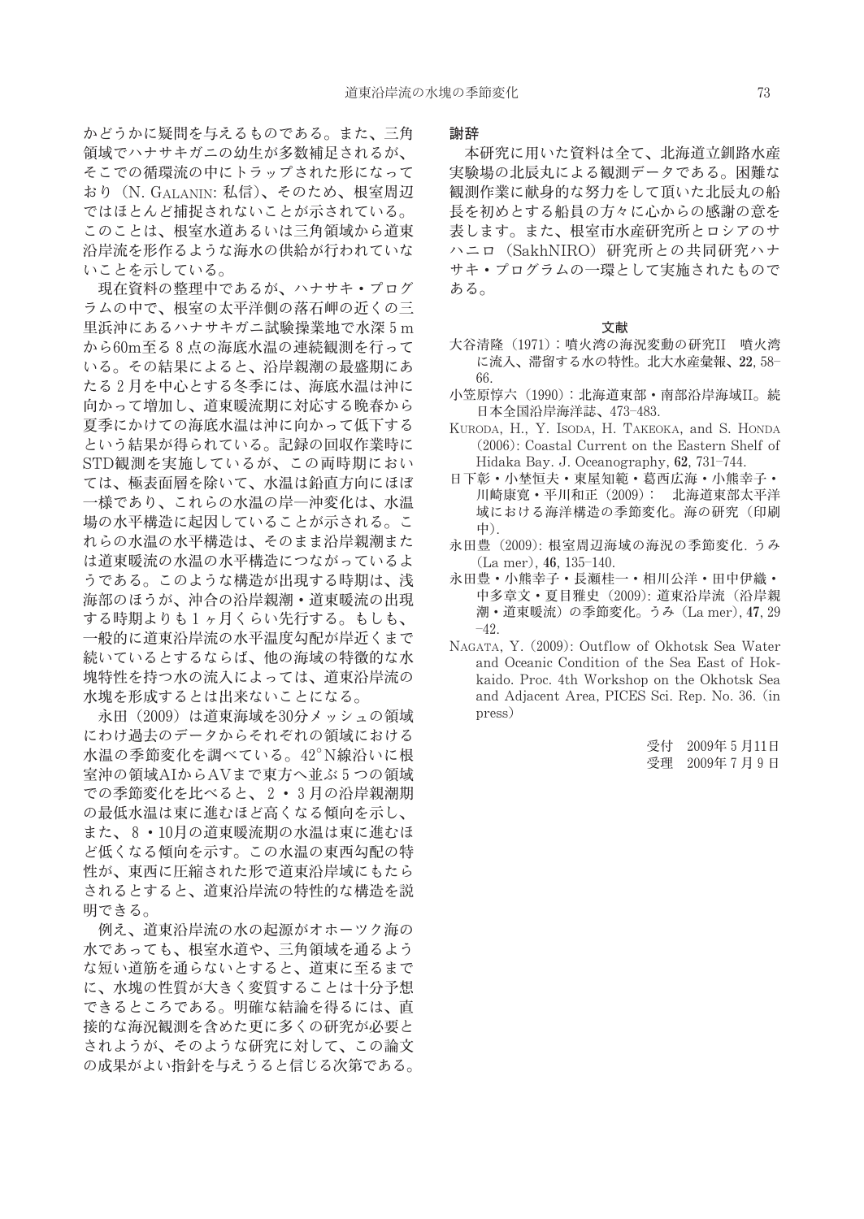かどうかに疑問を与えるものである。また、三角領域でハナサキガニの幼生が多数補足されるが、そこでの循環流の中にトラップされた形になっており（N. GALANIN: 私信）、そのため、根室周辺ではほとんど捕捉されないことが示されている。このことは、根室水道あるいは三角領域から道東沿岸流を形作るような海水の供給が行われていないことを示している。

現在資料の整理中であるが、ハナサキ・プログラムの中で、根室の太平洋側の落石岬の近くの三里浜沖にあるハナサキガニ試験操業地で水深 5 m から60m至る 8 点の海底水温の連続観測を行っている。その結果によると、沿岸親潮の最盛期にあたる 2 月を中心とする冬季には、海底水温は沖に向かって増加し、道東暖流期に対応する晩春から夏季にかけての海底水温は沖に向かって低下するという結果が得られている。記録の回収作業時にSTD観測を実施しているが、この両時期においては、極表面層を除いて、水温は鉛直方向にほぼ一様であり、これらの水温の岸—沖変化は、水温場の水平構造に起因していることが示される。これらの水温の水平構造は、そのまま沿岸親潮または道東暖流の水温の水平構造につながっているようである。このような構造が出現する時期は、浅海部のほうが、沖合の沿岸親潮・道東暖流の出現する時期よりも 1 ヶ月くらい先行する。もしも、一般的に道東沿岸流の水平温度勾配が岸近くまで続いているとするならば、他の海域の特徴的な水塊特性を持つ水の流入によっては、道東沿岸流の水塊を形成するとは出来ないことになる。

永田（2009）は道東海域を30分メッシュの領域にわけ過去のデータからそれぞれの領域における水温の季節変化を調べている。42°N線沿いに根室沖の領域AIからAVまで東方へ並ぶ 5 つの領域での季節変化を比べると、2・3 月の沿岸親潮期の最低水温は東に進むほど高くなる傾向を示し、また、8・10月の道東暖流期の水温は東に進むほど低くなる傾向を示す。この水温の東西勾配の特性が、東西に圧縮された形で道東沿岸域にもたらされるとすると、道東沿岸流の特性的な構造を説明できる。

例え、道東沿岸流の水の起源がオホーツク海の水であっても、根室水道や、三角領域を通るような短い道筋を通らないとすると、道東に至るまでに、水塊の性質が大きく変質することは十分予想できるところである。明確な結論を得るには、直接的な海況観測を含めた更に多くの研究が必要とされようが、そのような研究に対して、この論文の成果がよい指針を与えうると信じる次第である。

## 謝辞

本研究に用いた資料は全て、北海道立釧路水産実験場の北辰丸による観測データである。困難な観測作業に献身的な努力をして頂いた北辰丸の船長を初めとする船員の方々に心からの感謝の意を表します。また、根室市水産研究所とロシアのサハニロ（SakhNIRO）研究所との共同研究ハナサキ・プログラムの一環として実施されたものである。

## 文献

大谷清隆（1971）：噴火湾の海況変動の研究II　噴火湾に流入、滞留する水の特性。北大水産彙報、**22**, 58–66.

小笠原惇六（1990）：北海道東部・南部沿岸海域II。続日本全国沿岸海洋誌、473–483.

KURODA, H., Y. ISODA, H. TAKEOKA, and S. HONDA (2006): Coastal Current on the Eastern Shelf of Hidaka Bay. J. Oceanography, **62**, 731–744.

日下彰・小埜恒夫・東屋知範・葛西広海・小熊幸子・川崎康寛・平川和正（2009）：　北海道東部太平洋域における海洋構造の季節変化。海の研究（印刷中）.

永田豊（2009): 根室周辺海域の海況の季節変化. うみ (La mer), **46**, 135–140.

永田豊・小熊幸子・長瀬桂一・相川公洋・田中伊織・中多章文・夏目雅史（2009): 道東沿岸流（沿岸親潮・道東暖流）の季節変化。うみ（La mer), **47**, 29–42.

NAGATA, Y. (2009): Outflow of Okhotsk Sea Water and Oceanic Condition of the Sea East of Hokkaido. Proc. 4th Workshop on the Okhotsk Sea and Adjacent Area, PICES Sci. Rep. No. 36. (in press)

受付　2009年 5 月11日
受理　2009年 7 月 9 日